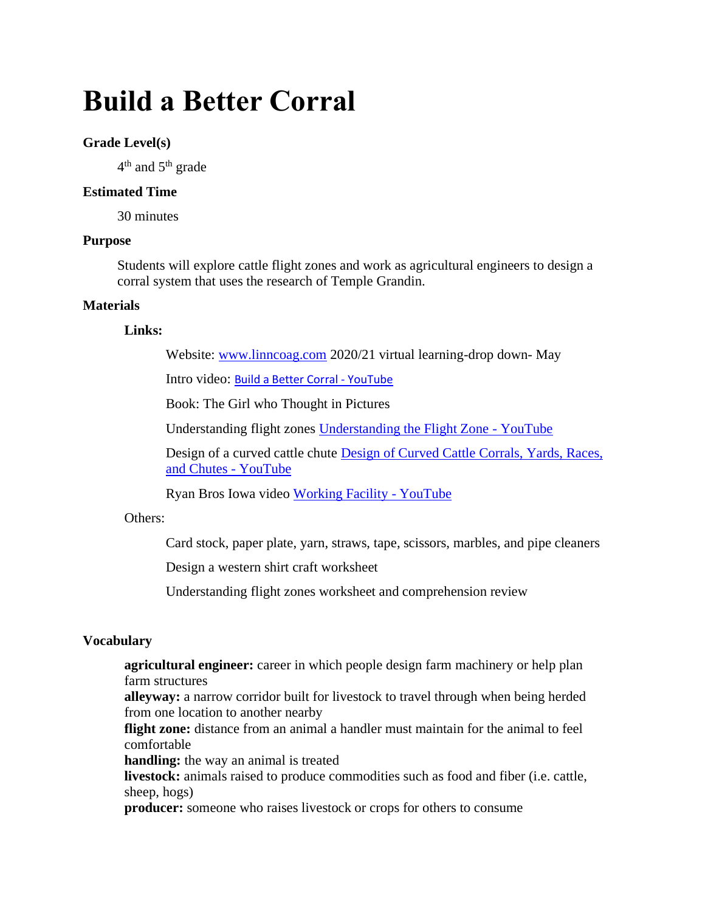# Build a Better Corral

**Grade Level(s)**

4th and 5th grade

**Estimated Time**

30 minutes

**Purpose**

Students will explore cattle flight zones and work as agricultural engineers to design a corral system that uses the research of Temple Grandin.

**Materials**

**Links:**

Website: www.linncoag.com 2020/21 virtual learning-drop down- May

Intro video: Build a Better Corral - YouTube

Book: The Girl who Thought in Pictures

Understanding flight zones Understanding the Flight Zone - YouTube

Design of a curved cattle chute Design of Curved Cattle Corrals, Yards, Races, and Chutes - YouTube

Ryan Bros Iowa video Working Facility - YouTube

Others:

Card stock, paper plate, yarn, straws, tape, scissors, marbles, and pipe cleaners

Design a western shirt craft worksheet

Understanding flight zones worksheet and comprehension review

**Vocabulary**

**agricultural engineer:** career in which people design farm machinery or help plan farm structures
**alleyway:** a narrow corridor built for livestock to travel through when being herded from one location to another nearby
**flight zone:** distance from an animal a handler must maintain for the animal to feel comfortable
**handling:** the way an animal is treated
**livestock:** animals raised to produce commodities such as food and fiber (i.e. cattle, sheep, hogs)
**producer:** someone who raises livestock or crops for others to consume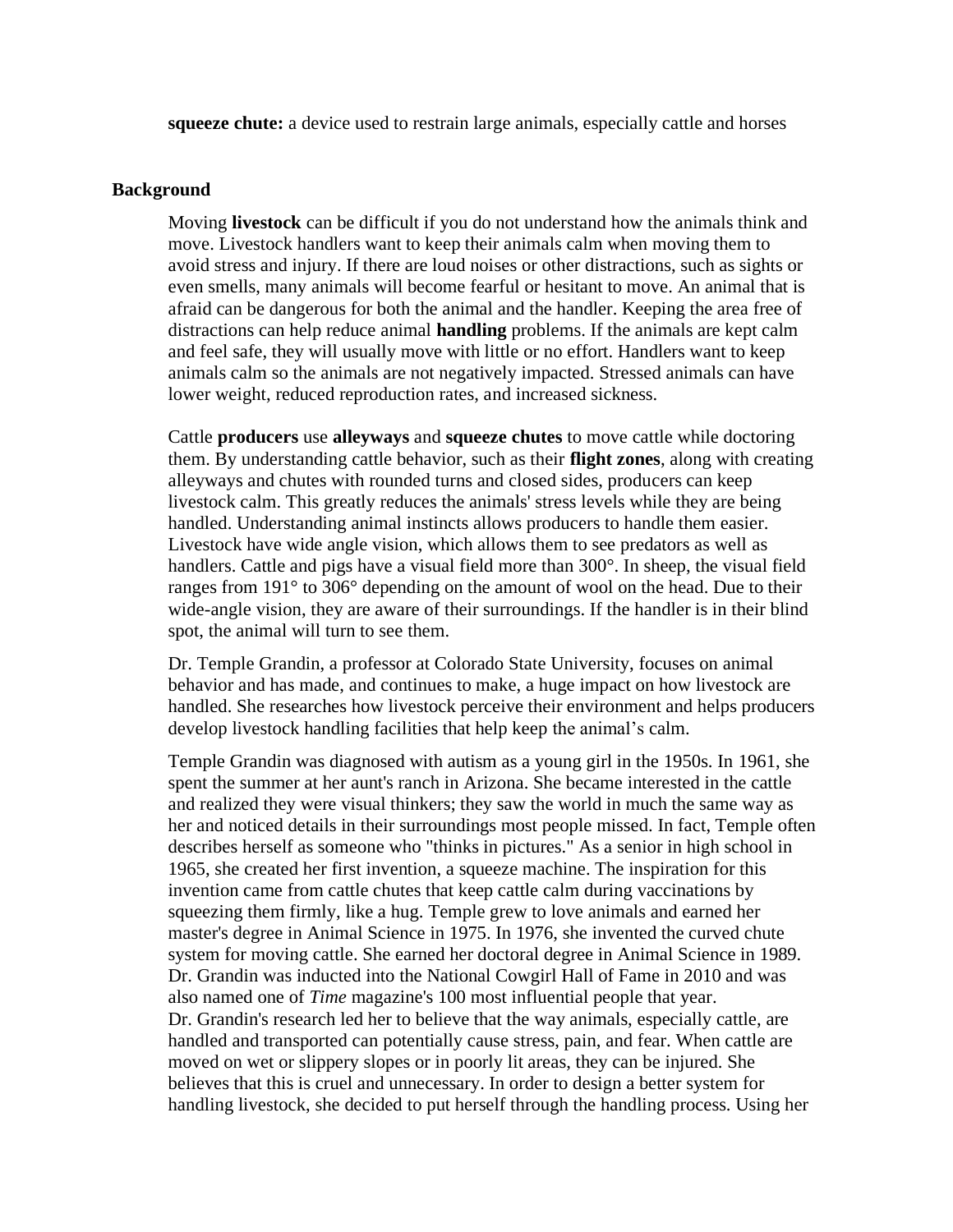**squeeze chute:** a device used to restrain large animals, especially cattle and horses

## Background

Moving **livestock** can be difficult if you do not understand how the animals think and move. Livestock handlers want to keep their animals calm when moving them to avoid stress and injury. If there are loud noises or other distractions, such as sights or even smells, many animals will become fearful or hesitant to move. An animal that is afraid can be dangerous for both the animal and the handler. Keeping the area free of distractions can help reduce animal **handling** problems. If the animals are kept calm and feel safe, they will usually move with little or no effort. Handlers want to keep animals calm so the animals are not negatively impacted. Stressed animals can have lower weight, reduced reproduction rates, and increased sickness.

Cattle **producers** use **alleyways** and **squeeze chutes** to move cattle while doctoring them. By understanding cattle behavior, such as their **flight zones**, along with creating alleyways and chutes with rounded turns and closed sides, producers can keep livestock calm. This greatly reduces the animals' stress levels while they are being handled. Understanding animal instincts allows producers to handle them easier. Livestock have wide angle vision, which allows them to see predators as well as handlers. Cattle and pigs have a visual field more than 300°. In sheep, the visual field ranges from 191° to 306° depending on the amount of wool on the head. Due to their wide-angle vision, they are aware of their surroundings. If the handler is in their blind spot, the animal will turn to see them.

Dr. Temple Grandin, a professor at Colorado State University, focuses on animal behavior and has made, and continues to make, a huge impact on how livestock are handled. She researches how livestock perceive their environment and helps producers develop livestock handling facilities that help keep the animal's calm.

Temple Grandin was diagnosed with autism as a young girl in the 1950s. In 1961, she spent the summer at her aunt's ranch in Arizona. She became interested in the cattle and realized they were visual thinkers; they saw the world in much the same way as her and noticed details in their surroundings most people missed. In fact, Temple often describes herself as someone who "thinks in pictures." As a senior in high school in 1965, she created her first invention, a squeeze machine. The inspiration for this invention came from cattle chutes that keep cattle calm during vaccinations by squeezing them firmly, like a hug. Temple grew to love animals and earned her master's degree in Animal Science in 1975. In 1976, she invented the curved chute system for moving cattle. She earned her doctoral degree in Animal Science in 1989. Dr. Grandin was inducted into the National Cowgirl Hall of Fame in 2010 and was also named one of *Time* magazine's 100 most influential people that year.
Dr. Grandin's research led her to believe that the way animals, especially cattle, are handled and transported can potentially cause stress, pain, and fear. When cattle are moved on wet or slippery slopes or in poorly lit areas, they can be injured. She believes that this is cruel and unnecessary. In order to design a better system for handling livestock, she decided to put herself through the handling process. Using her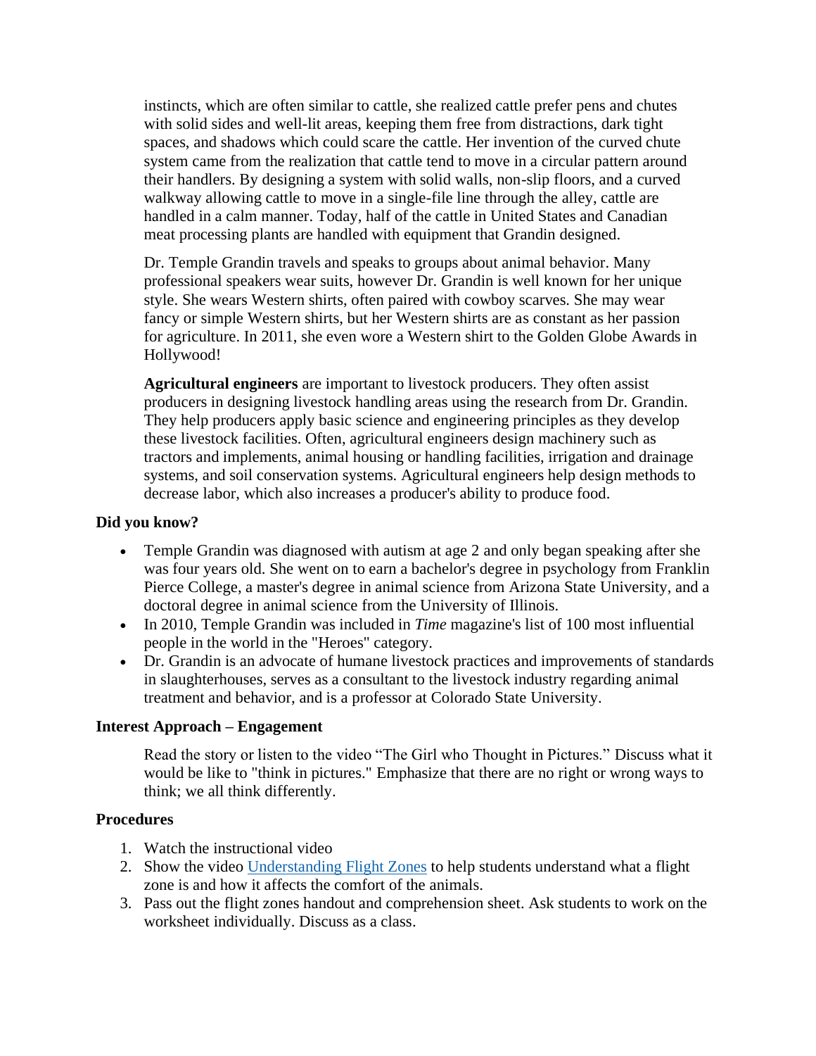instincts, which are often similar to cattle, she realized cattle prefer pens and chutes with solid sides and well-lit areas, keeping them free from distractions, dark tight spaces, and shadows which could scare the cattle. Her invention of the curved chute system came from the realization that cattle tend to move in a circular pattern around their handlers. By designing a system with solid walls, non-slip floors, and a curved walkway allowing cattle to move in a single-file line through the alley, cattle are handled in a calm manner. Today, half of the cattle in United States and Canadian meat processing plants are handled with equipment that Grandin designed.

Dr. Temple Grandin travels and speaks to groups about animal behavior. Many professional speakers wear suits, however Dr. Grandin is well known for her unique style. She wears Western shirts, often paired with cowboy scarves. She may wear fancy or simple Western shirts, but her Western shirts are as constant as her passion for agriculture. In 2011, she even wore a Western shirt to the Golden Globe Awards in Hollywood!

**Agricultural engineers** are important to livestock producers. They often assist producers in designing livestock handling areas using the research from Dr. Grandin. They help producers apply basic science and engineering principles as they develop these livestock facilities. Often, agricultural engineers design machinery such as tractors and implements, animal housing or handling facilities, irrigation and drainage systems, and soil conservation systems. Agricultural engineers help design methods to decrease labor, which also increases a producer's ability to produce food.

**Did you know?**

- Temple Grandin was diagnosed with autism at age 2 and only began speaking after she was four years old. She went on to earn a bachelor's degree in psychology from Franklin Pierce College, a master's degree in animal science from Arizona State University, and a doctoral degree in animal science from the University of Illinois.
- In 2010, Temple Grandin was included in *Time* magazine's list of 100 most influential people in the world in the "Heroes" category.
- Dr. Grandin is an advocate of humane livestock practices and improvements of standards in slaughterhouses, serves as a consultant to the livestock industry regarding animal treatment and behavior, and is a professor at Colorado State University.

**Interest Approach – Engagement**

Read the story or listen to the video "The Girl who Thought in Pictures." Discuss what it would be like to "think in pictures." Emphasize that there are no right or wrong ways to think; we all think differently.

**Procedures**

1. Watch the instructional video
2. Show the video Understanding Flight Zones to help students understand what a flight zone is and how it affects the comfort of the animals.
3. Pass out the flight zones handout and comprehension sheet. Ask students to work on the worksheet individually. Discuss as a class.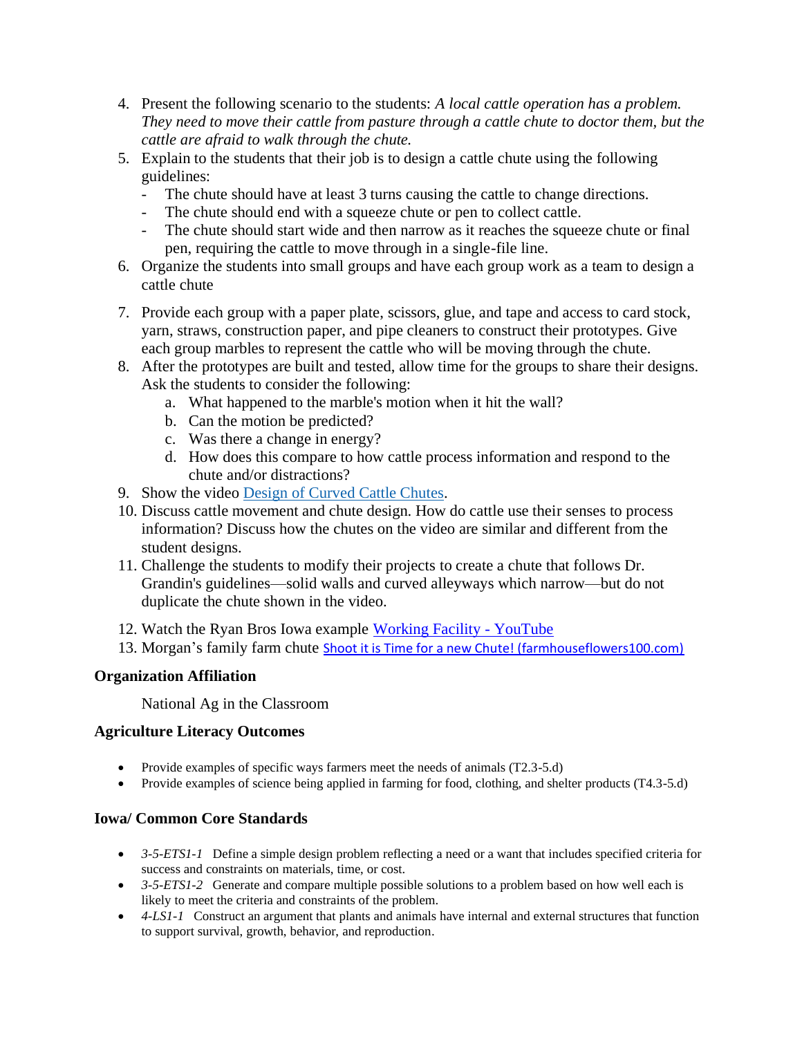4. Present the following scenario to the students: *A local cattle operation has a problem. They need to move their cattle from pasture through a cattle chute to doctor them, but the cattle are afraid to walk through the chute.*
5. Explain to the students that their job is to design a cattle chute using the following guidelines:
   - The chute should have at least 3 turns causing the cattle to change directions.
   - The chute should end with a squeeze chute or pen to collect cattle.
   - The chute should start wide and then narrow as it reaches the squeeze chute or final pen, requiring the cattle to move through in a single-file line.
6. Organize the students into small groups and have each group work as a team to design a cattle chute
7. Provide each group with a paper plate, scissors, glue, and tape and access to card stock, yarn, straws, construction paper, and pipe cleaners to construct their prototypes. Give each group marbles to represent the cattle who will be moving through the chute.
8. After the prototypes are built and tested, allow time for the groups to share their designs. Ask the students to consider the following:
   a. What happened to the marble's motion when it hit the wall?
   b. Can the motion be predicted?
   c. Was there a change in energy?
   d. How does this compare to how cattle process information and respond to the chute and/or distractions?
9. Show the video [Design of Curved Cattle Chutes](#).
10. Discuss cattle movement and chute design. How do cattle use their senses to process information? Discuss how the chutes on the video are similar and different from the student designs.
11. Challenge the students to modify their projects to create a chute that follows Dr. Grandin's guidelines—solid walls and curved alleyways which narrow—but do not duplicate the chute shown in the video.
12. Watch the Ryan Bros Iowa example [Working Facility - YouTube](#)
13. Morgan's family farm chute [Shoot it is Time for a new Chute! (farmhouseflowers100.com)](#)

### Organization Affiliation

National Ag in the Classroom

### Agriculture Literacy Outcomes

- Provide examples of specific ways farmers meet the needs of animals (T2.3-5.d)
- Provide examples of science being applied in farming for food, clothing, and shelter products (T4.3-5.d)

### Iowa/ Common Core Standards

- *3-5-ETS1-1* Define a simple design problem reflecting a need or a want that includes specified criteria for success and constraints on materials, time, or cost.
- *3-5-ETS1-2* Generate and compare multiple possible solutions to a problem based on how well each is likely to meet the criteria and constraints of the problem.
- *4-LS1-1* Construct an argument that plants and animals have internal and external structures that function to support survival, growth, behavior, and reproduction.